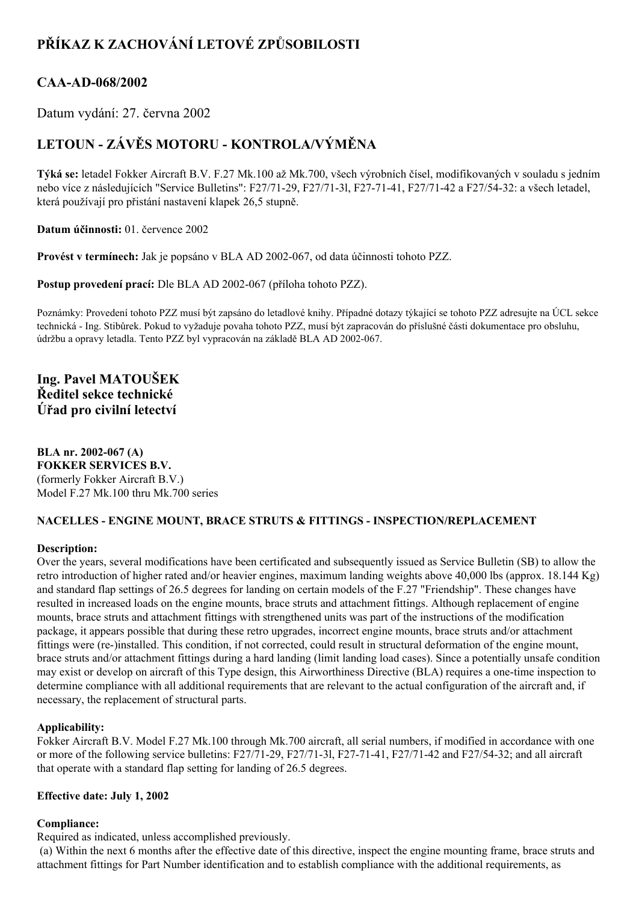# PŘÍKAZ K ZACHOVÁNÍ LETOVÉ ZPŮSOBILOSTI

## CAA-AD-068/2002

Datum vydání: 27. června 2002

## LETOUN - ZÁVĚS MOTORU - KONTROLA/VÝMĚNA

**Týká se:** letadel Fokker Aircraft B.V. F.27 Mk.100 až Mk.700, všech výrobních čísel, modifikovaných v souladu s jedním nebo více z následujících "Service Bulletins": F27/71-29, F27/71-3l, F27-71-41, F27/71-42 a F27/54-32: a všech letadel, která používají pro přistání nastavení klapek 26,5 stupně.

**Datum účinnosti:** 01. července 2002

**Provést v termínech:** Jak je popsáno v BLA AD 2002-067, od data účinnosti tohoto PZZ.

**Postup provedení prací:** Dle BLA AD 2002-067 (příloha tohoto PZZ).

Poznámky: Provedení tohoto PZZ musí být zapsáno do letadlové knihy. Případné dotazy týkající se tohoto PZZ adresujte na ÚCL sekce technická - Ing. Stibůrek. Pokud to vyžaduje povaha tohoto PZZ, musí být zapracován do příslušné části dokumentace pro obsluhu, údržbu a opravy letadla. Tento PZZ byl vypracován na základě BLA AD 2002-067.

### Ing. Pavel MATOUŠEK
### Ředitel sekce technické
### Úřad pro civilní letectví

**BLA nr. 2002-067 (A)**
**FOKKER SERVICES B.V.**
(formerly Fokker Aircraft B.V.)
Model F.27 Mk.100 thru Mk.700 series

#### NACELLES - ENGINE MOUNT, BRACE STRUTS & FITTINGS - INSPECTION/REPLACEMENT

**Description:**
Over the years, several modifications have been certificated and subsequently issued as Service Bulletin (SB) to allow the retro introduction of higher rated and/or heavier engines, maximum landing weights above 40,000 lbs (approx. 18.144 Kg) and standard flap settings of 26.5 degrees for landing on certain models of the F.27 "Friendship". These changes have resulted in increased loads on the engine mounts, brace struts and attachment fittings. Although replacement of engine mounts, brace struts and attachment fittings with strengthened units was part of the instructions of the modification package, it appears possible that during these retro upgrades, incorrect engine mounts, brace struts and/or attachment fittings were (re-)installed. This condition, if not corrected, could result in structural deformation of the engine mount, brace struts and/or attachment fittings during a hard landing (limit landing load cases). Since a potentially unsafe condition may exist or develop on aircraft of this Type design, this Airworthiness Directive (BLA) requires a one-time inspection to determine compliance with all additional requirements that are relevant to the actual configuration of the aircraft and, if necessary, the replacement of structural parts.

**Applicability:**
Fokker Aircraft B.V. Model F.27 Mk.100 through Mk.700 aircraft, all serial numbers, if modified in accordance with one or more of the following service bulletins: F27/71-29, F27/71-3l, F27-71-41, F27/71-42 and F27/54-32; and all aircraft that operate with a standard flap setting for landing of 26.5 degrees.

**Effective date: July 1, 2002**

**Compliance:**
Required as indicated, unless accomplished previously.
(a) Within the next 6 months after the effective date of this directive, inspect the engine mounting frame, brace struts and attachment fittings for Part Number identification and to establish compliance with the additional requirements, as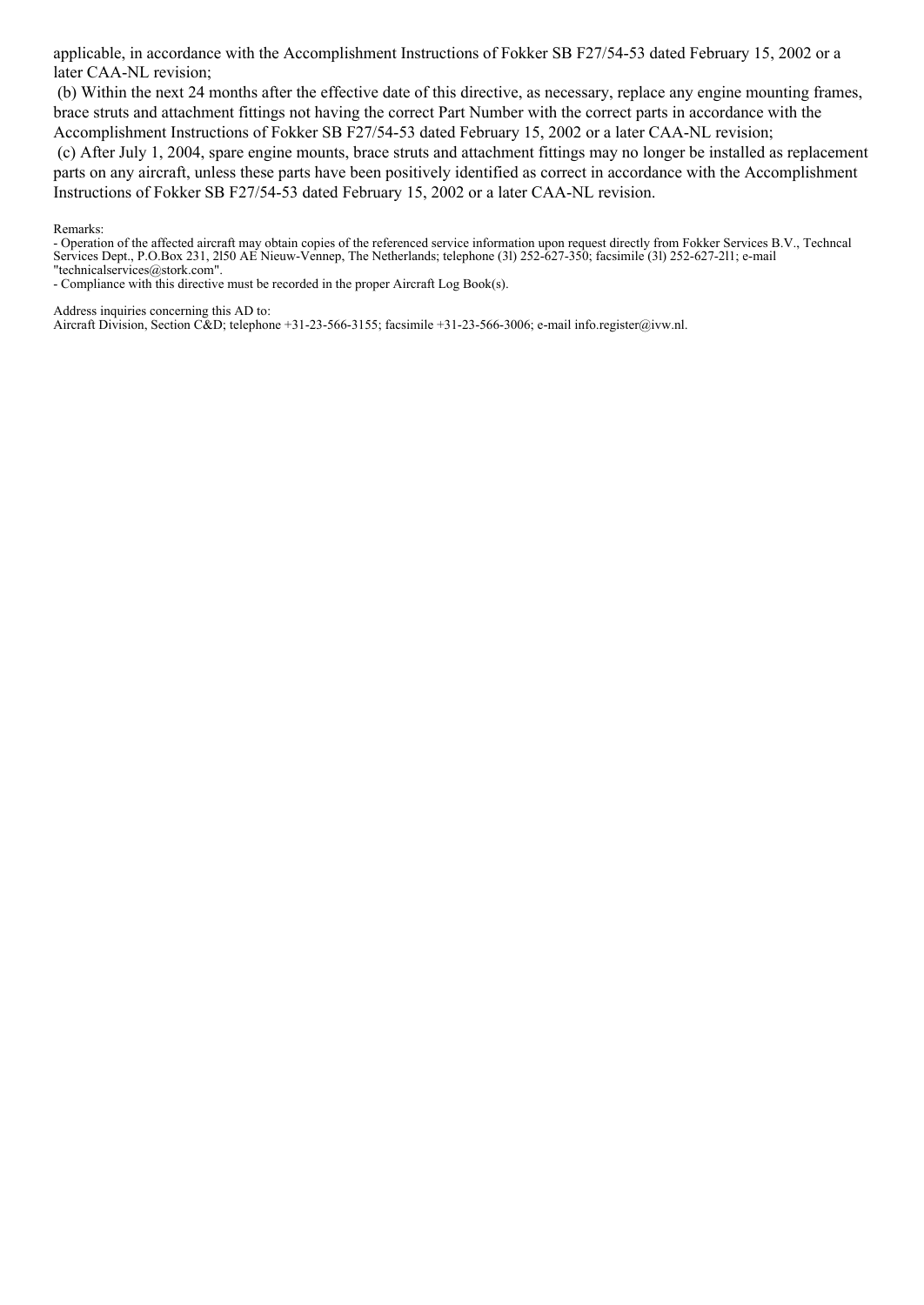applicable, in accordance with the Accomplishment Instructions of Fokker SB F27/54-53 dated February 15, 2002 or a later CAA-NL revision;

(b) Within the next 24 months after the effective date of this directive, as necessary, replace any engine mounting frames, brace struts and attachment fittings not having the correct Part Number with the correct parts in accordance with the Accomplishment Instructions of Fokker SB F27/54-53 dated February 15, 2002 or a later CAA-NL revision;

(c) After July 1, 2004, spare engine mounts, brace struts and attachment fittings may no longer be installed as replacement parts on any aircraft, unless these parts have been positively identified as correct in accordance with the Accomplishment Instructions of Fokker SB F27/54-53 dated February 15, 2002 or a later CAA-NL revision.

Remarks:

- Operation of the affected aircraft may obtain copies of the referenced service information upon request directly from Fokker Services B.V., Techncal Services Dept., P.O.Box 231, 2l50 AE Nieuw-Vennep, The Netherlands; telephone (3l) 252-627-350; facsimile (3l) 252-627-2l1; e-mail "technicalservices@stork.com".
- Compliance with this directive must be recorded in the proper Aircraft Log Book(s).

Address inquiries concerning this AD to:

Aircraft Division, Section C&D; telephone +31-23-566-3155; facsimile +31-23-566-3006; e-mail info.register@ivw.nl.